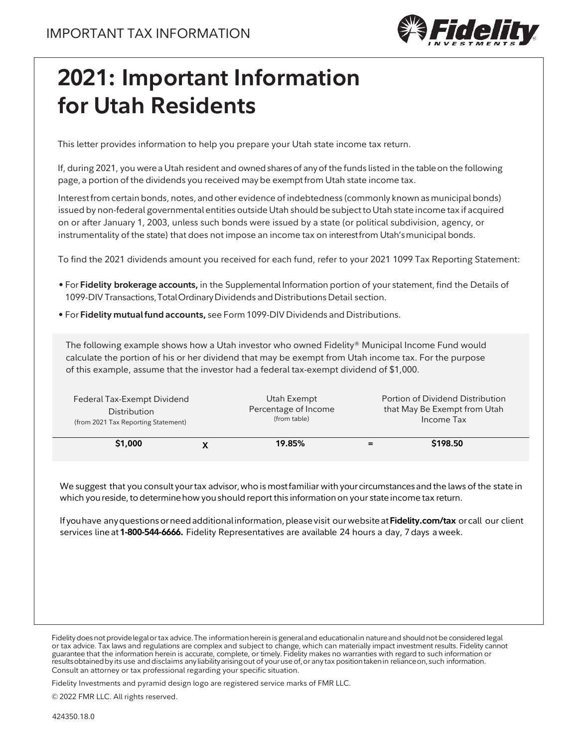IMPORTANT TAX INFORMATION

# 2021: Important Information for Utah Residents

This letter provides information to help you prepare your Utah state income tax return.

If, during 2021, you were a Utah resident and owned shares of any of the funds listed in the table on the following page, a portion of the dividends you received may be exempt from Utah state income tax.

Interest from certain bonds, notes, and other evidence of indebtedness (commonly known as municipal bonds) issued by non-federal governmental entities outside Utah should be subject to Utah state income tax if acquired on or after January 1, 2003, unless such bonds were issued by a state (or political subdivision, agency, or instrumentality of the state) that does not impose an income tax on interest from Utah's municipal bonds.

To find the 2021 dividends amount you received for each fund, refer to your 2021 1099 Tax Reporting Statement:

- For **Fidelity brokerage accounts,** in the Supplemental Information portion of your statement, find the Details of 1099-DIV Transactions, Total Ordinary Dividends and Distributions Detail section.
- For **Fidelity mutual fund accounts,** see Form 1099-DIV Dividends and Distributions.

The following example shows how a Utah investor who owned Fidelity® Municipal Income Fund would calculate the portion of his or her dividend that may be exempt from Utah income tax. For the purpose of this example, assume that the investor had a federal tax-exempt dividend of $1,000.

| Federal Tax-Exempt Dividend Distribution (from 2021 Tax Reporting Statement) | | Utah Exempt Percentage of Income (from table) | | Portion of Dividend Distribution that May Be Exempt from Utah Income Tax |
|---|---|---|---|---|
| **$1,000** | **X** | **19.85%** | **=** | **$198.50** |

We suggest that you consult your tax advisor, who is most familiar with your circumstances and the laws of the state in which you reside, to determine how you should report this information on your state income tax return.

If you have any questions or need additional information, please visit our website at **Fidelity.com/tax** or call our client services line at **1-800-544-6666.** Fidelity Representatives are available 24 hours a day, 7 days a week.

Fidelity does not provide legal or tax advice. The information herein is general and educational in nature and should not be considered legal or tax advice. Tax laws and regulations are complex and subject to change, which can materially impact investment results. Fidelity cannot guarantee that the information herein is accurate, complete, or timely. Fidelity makes no warranties with regard to such information or results obtained by its use and disclaims any liability arising out of your use of, or any tax position taken in reliance on, such information. Consult an attorney or tax professional regarding your specific situation.

Fidelity Investments and pyramid design logo are registered service marks of FMR LLC.

© 2022 FMR LLC. All rights reserved.

424350.18.0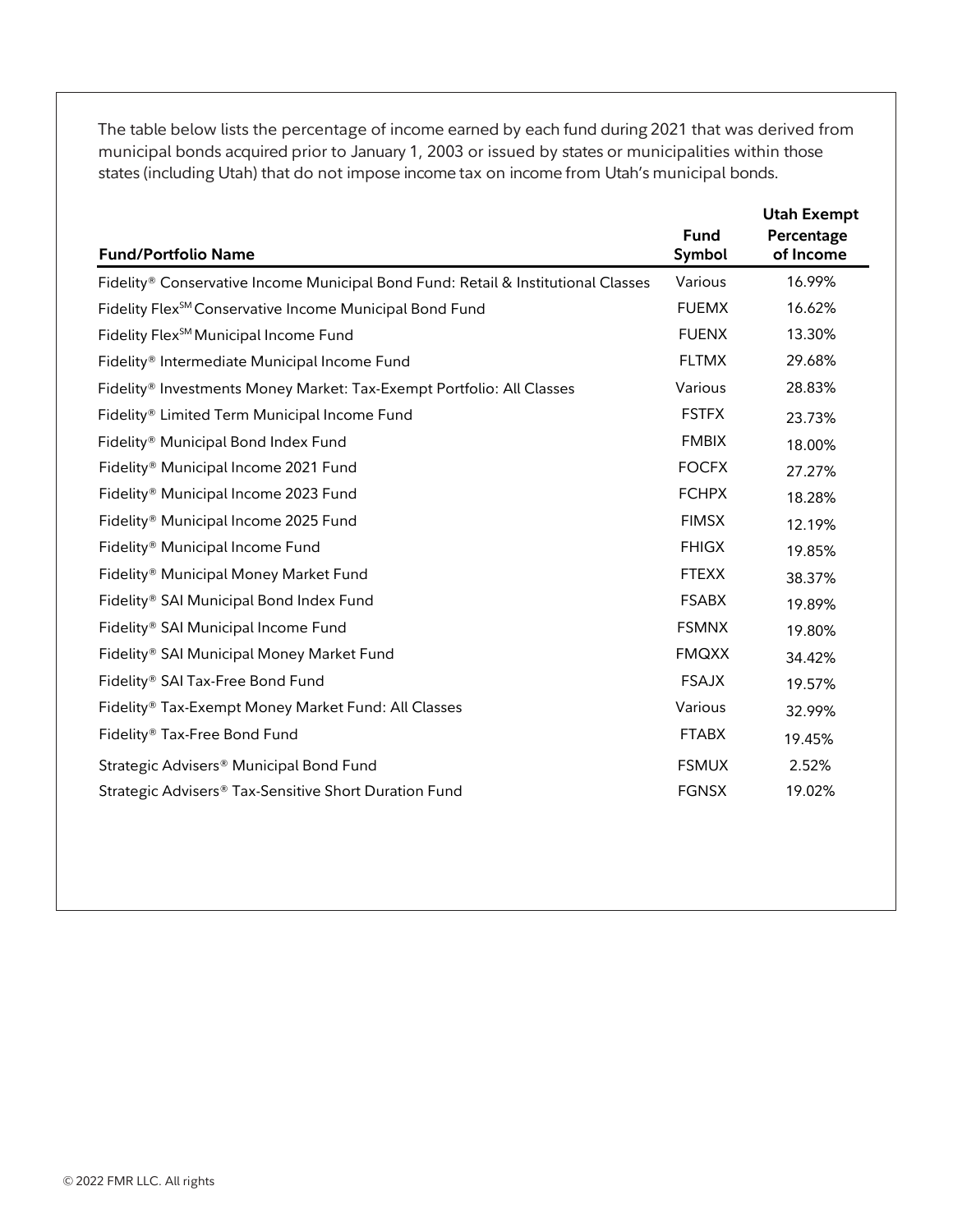The table below lists the percentage of income earned by each fund during 2021 that was derived from municipal bonds acquired prior to January 1, 2003 or issued by states or municipalities within those states (including Utah) that do not impose income tax on income from Utah's municipal bonds.

| Fund/Portfolio Name | Fund Symbol | Utah Exempt Percentage of Income |
|---|---|---|
| Fidelity® Conservative Income Municipal Bond Fund: Retail & Institutional Classes | Various | 16.99% |
| Fidelity Flex℠ Conservative Income Municipal Bond Fund | FUEMX | 16.62% |
| Fidelity Flex℠ Municipal Income Fund | FUENX | 13.30% |
| Fidelity® Intermediate Municipal Income Fund | FLTMX | 29.68% |
| Fidelity® Investments Money Market: Tax-Exempt Portfolio: All Classes | Various | 28.83% |
| Fidelity® Limited Term Municipal Income Fund | FSTFX | 23.73% |
| Fidelity® Municipal Bond Index Fund | FMBIX | 18.00% |
| Fidelity® Municipal Income 2021 Fund | FOCFX | 27.27% |
| Fidelity® Municipal Income 2023 Fund | FCHPX | 18.28% |
| Fidelity® Municipal Income 2025 Fund | FIMSX | 12.19% |
| Fidelity® Municipal Income Fund | FHIGX | 19.85% |
| Fidelity® Municipal Money Market Fund | FTEXX | 38.37% |
| Fidelity® SAI Municipal Bond Index Fund | FSABX | 19.89% |
| Fidelity® SAI Municipal Income Fund | FSMNX | 19.80% |
| Fidelity® SAI Municipal Money Market Fund | FMQXX | 34.42% |
| Fidelity® SAI Tax-Free Bond Fund | FSAJX | 19.57% |
| Fidelity® Tax-Exempt Money Market Fund: All Classes | Various | 32.99% |
| Fidelity® Tax-Free Bond Fund | FTABX | 19.45% |
| Strategic Advisers® Municipal Bond Fund | FSMUX | 2.52% |
| Strategic Advisers® Tax-Sensitive Short Duration Fund | FGNSX | 19.02% |

© 2022 FMR LLC. All rights